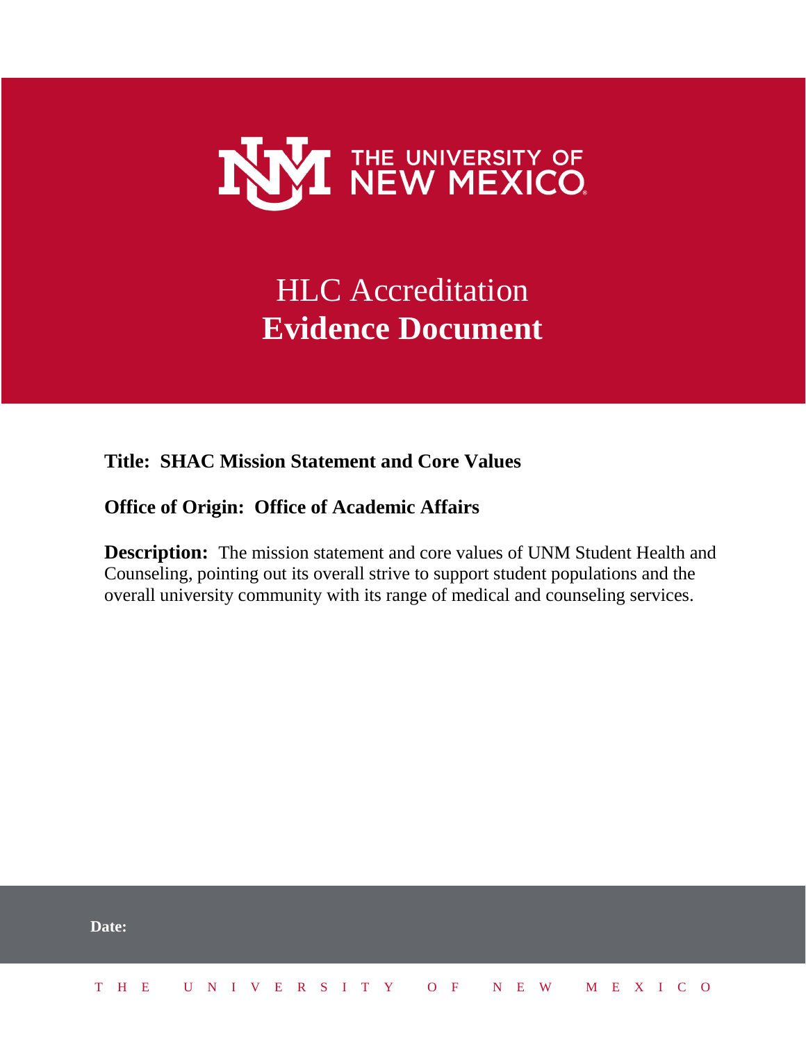THE UNIVERSITY OF NEW MEXICO

# HLC Accreditation
# **Evidence Document**

**Title: SHAC Mission Statement and Core Values**

**Office of Origin: Office of Academic Affairs**

**Description:** The mission statement and core values of UNM Student Health and Counseling, pointing out its overall strive to support student populations and the overall university community with its range of medical and counseling services.

**Date:**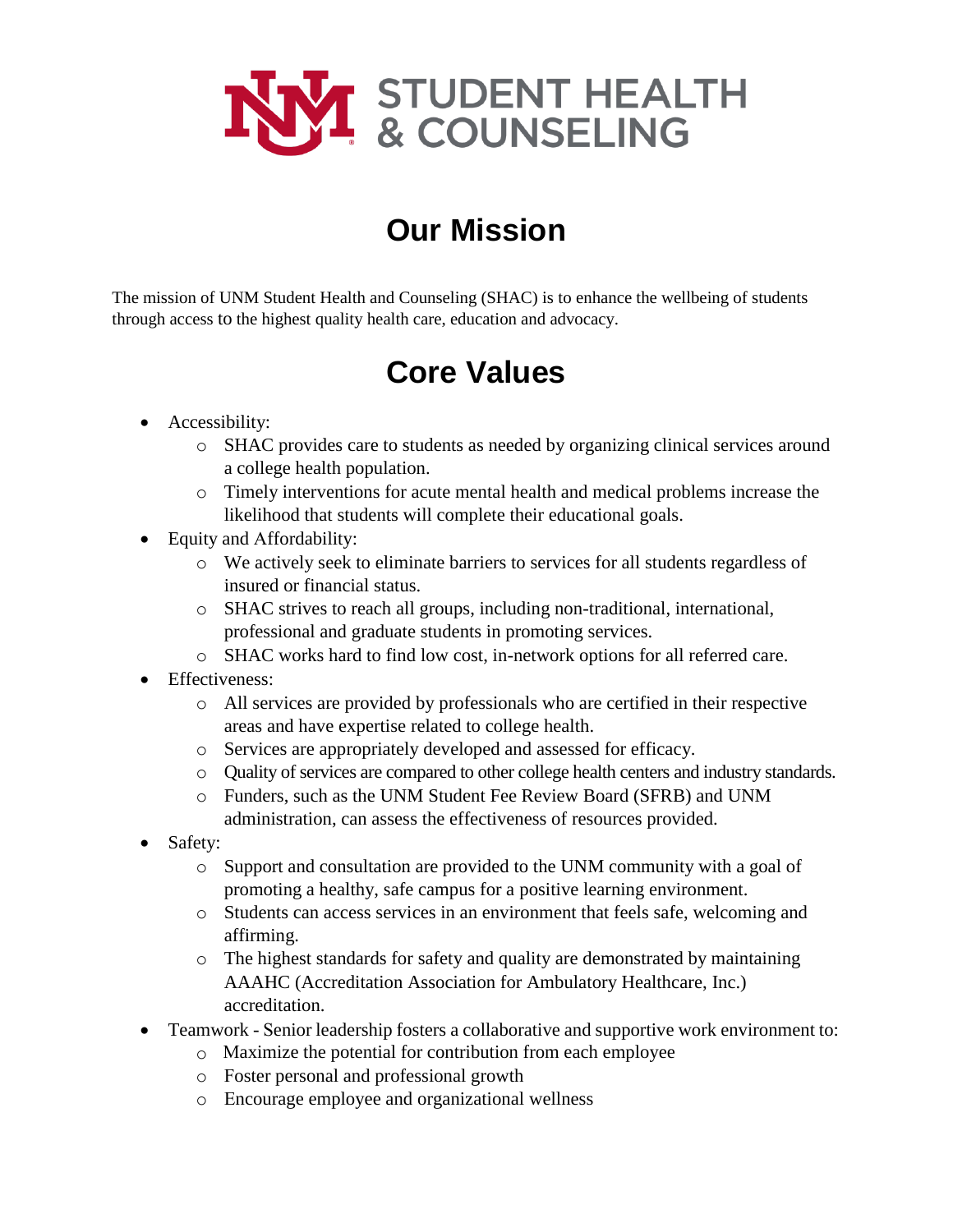# STUDENT HEALTH & COUNSELING

## Our Mission

The mission of UNM Student Health and Counseling (SHAC) is to enhance the wellbeing of students through access to the highest quality health care, education and advocacy.

## Core Values

- Accessibility:
  - SHAC provides care to students as needed by organizing clinical services around a college health population.
  - Timely interventions for acute mental health and medical problems increase the likelihood that students will complete their educational goals.
- Equity and Affordability:
  - We actively seek to eliminate barriers to services for all students regardless of insured or financial status.
  - SHAC strives to reach all groups, including non-traditional, international, professional and graduate students in promoting services.
  - SHAC works hard to find low cost, in-network options for all referred care.
- Effectiveness:
  - All services are provided by professionals who are certified in their respective areas and have expertise related to college health.
  - Services are appropriately developed and assessed for efficacy.
  - Quality of services are compared to other college health centers and industry standards.
  - Funders, such as the UNM Student Fee Review Board (SFRB) and UNM administration, can assess the effectiveness of resources provided.
- Safety:
  - Support and consultation are provided to the UNM community with a goal of promoting a healthy, safe campus for a positive learning environment.
  - Students can access services in an environment that feels safe, welcoming and affirming.
  - The highest standards for safety and quality are demonstrated by maintaining AAAHC (Accreditation Association for Ambulatory Healthcare, Inc.) accreditation.
- Teamwork - Senior leadership fosters a collaborative and supportive work environment to:
  - Maximize the potential for contribution from each employee
  - Foster personal and professional growth
  - Encourage employee and organizational wellness